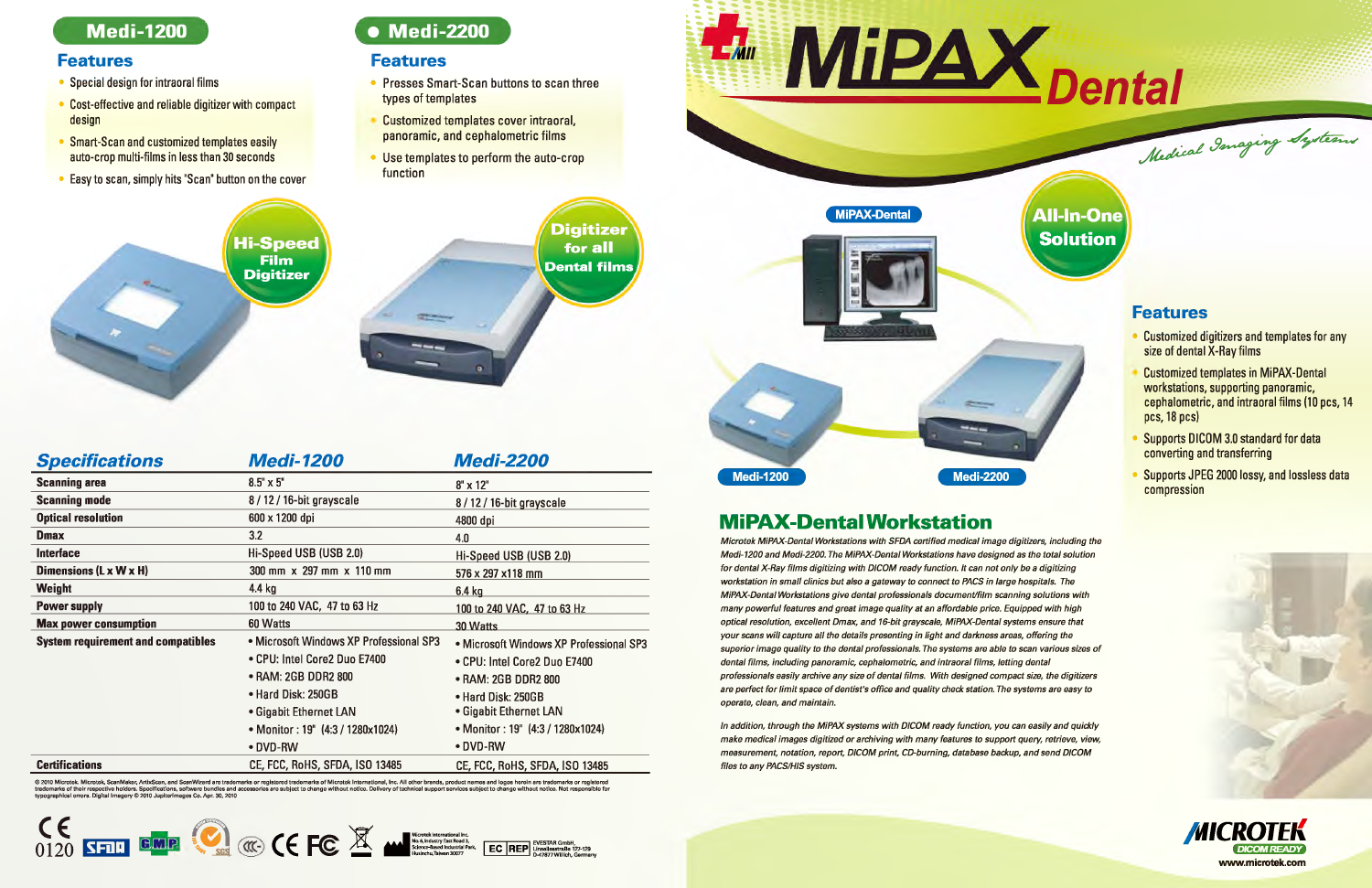# MiPAX Dental

*Medical Imaging Systems*

## Medi-1200

### Features

- Special design for intraoral films
- Cost-effective and reliable digitizer with compact design
- Smart-Scan and customized templates easily auto-crop multi-films in less than 30 seconds
- Easy to scan, simply hits "Scan" button on the cover

Hi-Speed Film Digitizer

## Medi-2200

### Features

- Presses Smart-Scan buttons to scan three types of templates
- Customized templates cover intraoral, panoramic, and cephalometric films
- Use templates to perform the auto-crop function

Digitizer for all Dental films

## Specifications

| Specifications | Medi-1200 | Medi-2200 |
|---|---|---|
| Scanning area | 8.5" x 5" | 8" x 12" |
| Scanning mode | 8 / 12 / 16-bit grayscale | 8 / 12 / 16-bit grayscale |
| Optical resolution | 600 x 1200 dpi | 4800 dpi |
| Dmax | 3.2 | 4.0 |
| Interface | Hi-Speed USB (USB 2.0) | Hi-Speed USB (USB 2.0) |
| Dimensions (L x W x H) | 300 mm x 297 mm x 110 mm | 576 x 297 x118 mm |
| Weight | 4.4 kg | 6.4 kg |
| Power supply | 100 to 240 VAC, 47 to 63 Hz | 100 to 240 VAC, 47 to 63 Hz |
| Max power consumption | 60 Watts | 30 Watts |
| System requirement and compatibles | • Microsoft Windows XP Professional SP3<br>• CPU: Intel Core2 Duo E7400<br>• RAM: 2GB DDR2 800<br>• Hard Disk: 250GB<br>• Gigabit Ethernet LAN<br>• Monitor : 19" (4:3 / 1280x1024)<br>• DVD-RW | • Microsoft Windows XP Professional SP3<br>• CPU: Intel Core2 Duo E7400<br>• RAM: 2GB DDR2 800<br>• Hard Disk: 250GB<br>• Gigabit Ethernet LAN<br>• Monitor : 19" (4:3 / 1280x1024)<br>• DVD-RW |
| Certifications | CE, FCC, RoHS, SFDA, ISO 13485 | CE, FCC, RoHS, SFDA, ISO 13485 |

© 2010 Microtek. Microtek, ScanMaker, ArtixScan, and ScanWizard are trademarks or registered trademarks of Microtek International, Inc. All other brands, product names and logos herein are trademarks or registered trademarks of their respective holders. Specifications, software bundles and accessories are subject to change without notice. Delivery of technical support services subject to change without notice. Not responsible for typographical errors. Digital Imagery © 2010 JupiterImages Co. Apr. 30, 2010

CE 0120

Microtek International Inc. No. 6, Industry East Road 3, Science-Based Industrial Park, Hsinchu, Taiwan 30077

EC REP EVESTAR GmbH, Ursulastraße 177-129 D-47877 Willich, Germany

MiPAX-Dental

All-In-One Solution

Medi-1200 Medi-2200

### Features

- Customized digitizers and templates for any size of dental X-Ray films
- Customized templates in MiPAX-Dental workstations, supporting panoramic, cephalometric, and intraoral films (10 pcs, 14 pcs, 18 pcs)
- Supports DICOM 3.0 standard for data converting and transferring
- Supports JPEG 2000 lossy, and lossless data compression

## MiPAX-Dental Workstation

*Microtek MiPAX-Dental Workstations with SFDA certified medical image digitizers, including the Medi-1200 and Medi-2200. The MiPAX-Dental Workstations have designed as the total solution for dental X-Ray films digitizing with DICOM ready function. It can not only be a digitizing workstation in small clinics but also a gateway to connect to PACS in large hospitals. The MiPAX-Dental Workstations give dental professionals document/film scanning solutions with many powerful features and great image quality at an affordable price. Equipped with high optical resolution, excellent Dmax, and 16-bit grayscale, MiPAX-Dental systems ensure that your scans will capture all the details presenting in light and darkness areas, offering the superior image quality to the dental professionals. The systems are able to scan various sizes of dental films, including panoramic, cephalometric, and intraoral films, letting dental professionals easily archive any size of dental films. With designed compact size, the digitizers are perfect for limit space of dentist's office and quality check station. The systems are easy to operate, clean, and maintain.*

*In addition, through the MiPAX systems with DICOM ready function, you can easily and quickly make medical images digitized or archiving with many features to support query, retrieve, view, measurement, notation, report, DICOM print, CD-burning, database backup, and send DICOM files to any PACS/HIS system.*

MICROTEK DICOM READY

www.microtek.com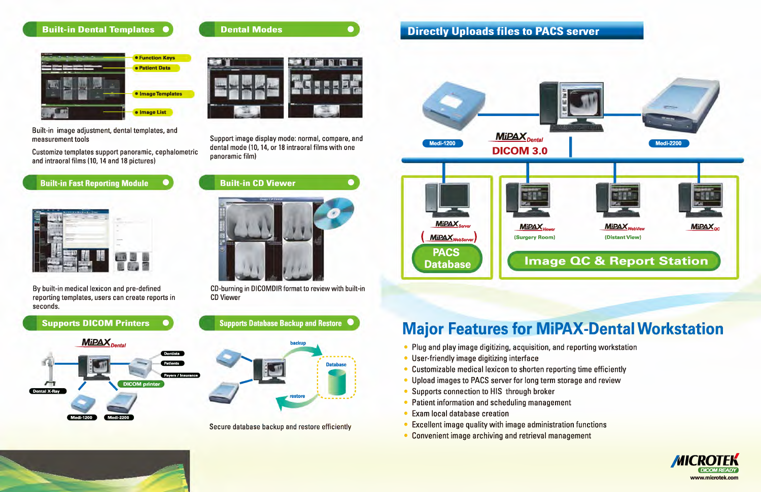## Built-in Dental Templates

Function Keys
Patient Data
Image Templates
Image List

Built-in image adjustment, dental templates, and measurement tools

Customize templates support panoramic, cephalometric and intraoral films (10, 14 and 18 pictures)

## Dental Modes

Support image display mode: normal, compare, and dental mode (10, 14, or 18 intraoral films with one panoramic film)

## Built-in Fast Reporting Module

By built-in medical lexicon and pre-defined reporting templates, users can create reports in seconds.

## Built-in CD Viewer

CD-burning in DICOMDIR format to review with built-in CD Viewer

## Supports DICOM Printers

MiPAX Dental
Dentists
Patients
Payers / Insurance
Dental X-Ray
DICOM printer
Medi-1200
Medi-2200

## Supports Database Backup and Restore

backup
Database
restore

Secure database backup and restore efficiently

## Directly Uploads files to PACS server

Medi-1200
MiPAX Dental
DICOM 3.0
Medi-2200

MiPAX Server
( MiPAX WebServer )
PACS Database

MiPAX Viewer (Surgery Room)
MiPAX WebView (Distant View)
MiPAX QC
Image QC & Report Station

# Major Features for MiPAX-Dental Workstation

- Plug and play image digitizing, acquisition, and reporting workstation
- User-friendly image digitizing interface
- Customizable medical lexicon to shorten reporting time efficiently
- Upload images to PACS server for long term storage and review
- Supports connection to HIS through broker
- Patient information and scheduling management
- Exam local database creation
- Excellent image quality with image administration functions
- Convenient image archiving and retrieval management

MICROTEK
DICOM READY
www.microtek.com